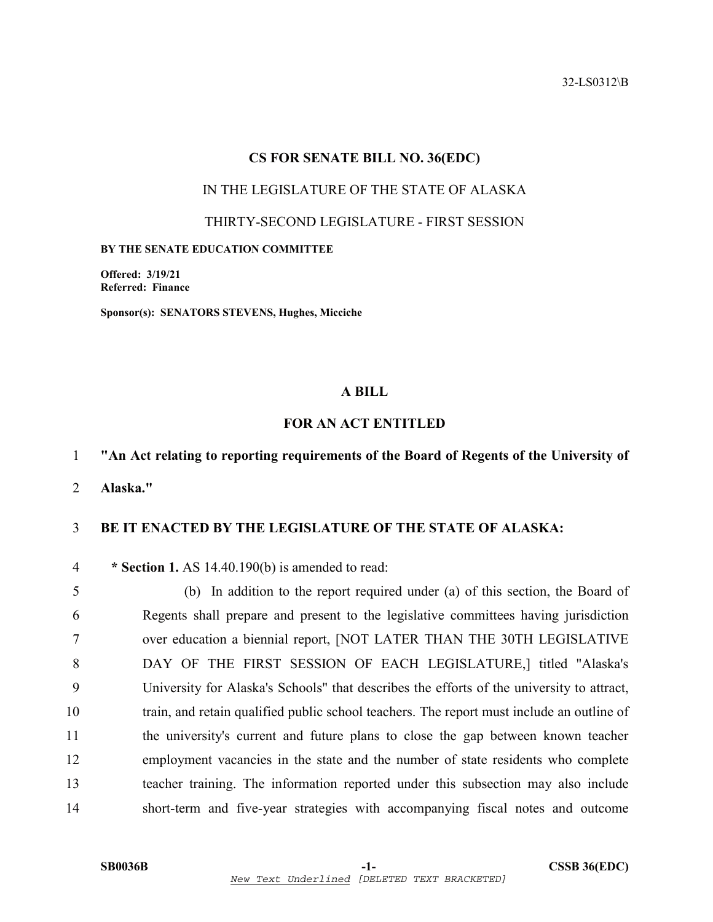32-LS0312\B

**CS FOR SENATE BILL NO. 36(EDC)**

IN THE LEGISLATURE OF THE STATE OF ALASKA

THIRTY-SECOND LEGISLATURE - FIRST SESSION

**BY THE SENATE EDUCATION COMMITTEE**

**Offered: 3/19/21**
**Referred: Finance**

**Sponsor(s): SENATORS STEVENS, Hughes, Micciche**

**A BILL**

**FOR AN ACT ENTITLED**

1 **"An Act relating to reporting requirements of the Board of Regents of the University of**
2 **Alaska."**

3 **BE IT ENACTED BY THE LEGISLATURE OF THE STATE OF ALASKA:**

4 **\* Section 1.** AS 14.40.190(b) is amended to read:

5 (b) In addition to the report required under (a) of this section, the Board of
6 Regents shall prepare and present to the legislative committees having jurisdiction
7 over education a biennial report, [NOT LATER THAN THE 30TH LEGISLATIVE
8 DAY OF THE FIRST SESSION OF EACH LEGISLATURE,] titled "Alaska's
9 University for Alaska's Schools" that describes the efforts of the university to attract,
10 train, and retain qualified public school teachers. The report must include an outline of
11 the university's current and future plans to close the gap between known teacher
12 employment vacancies in the state and the number of state residents who complete
13 teacher training. The information reported under this subsection may also include
14 short-term and five-year strategies with accompanying fiscal notes and outcome

*New Text Underlined* [DELETED TEXT BRACKETED]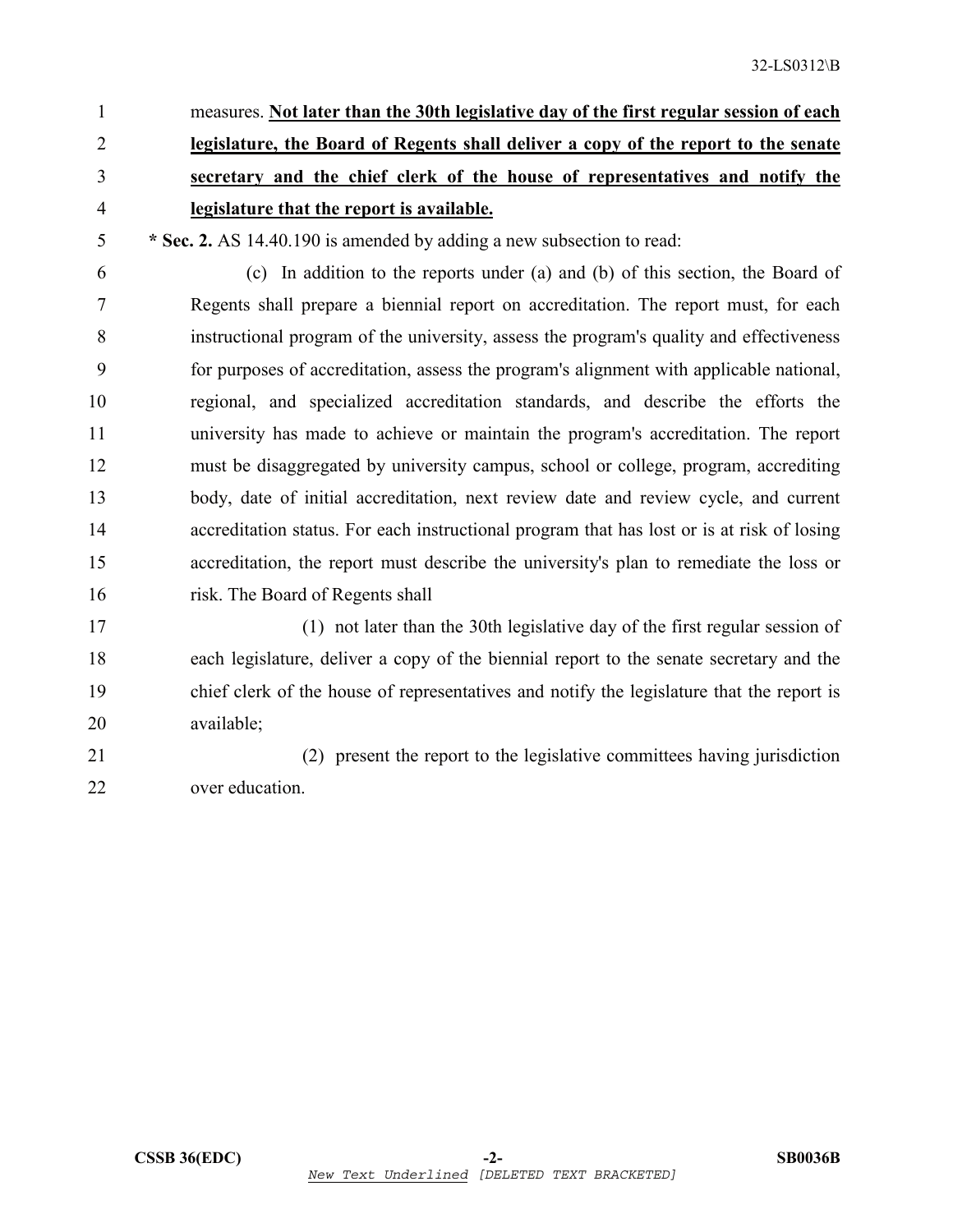measures. **Not later than the 30th legislative day of the first regular session of each legislature, the Board of Regents shall deliver a copy of the report to the senate secretary and the chief clerk of the house of representatives and notify the legislature that the report is available.**

**\* Sec. 2.** AS 14.40.190 is amended by adding a new subsection to read:

(c) In addition to the reports under (a) and (b) of this section, the Board of Regents shall prepare a biennial report on accreditation. The report must, for each instructional program of the university, assess the program's quality and effectiveness for purposes of accreditation, assess the program's alignment with applicable national, regional, and specialized accreditation standards, and describe the efforts the university has made to achieve or maintain the program's accreditation. The report must be disaggregated by university campus, school or college, program, accrediting body, date of initial accreditation, next review date and review cycle, and current accreditation status. For each instructional program that has lost or is at risk of losing accreditation, the report must describe the university's plan to remediate the loss or risk. The Board of Regents shall

(1) not later than the 30th legislative day of the first regular session of each legislature, deliver a copy of the biennial report to the senate secretary and the chief clerk of the house of representatives and notify the legislature that the report is available;

(2) present the report to the legislative committees having jurisdiction over education.